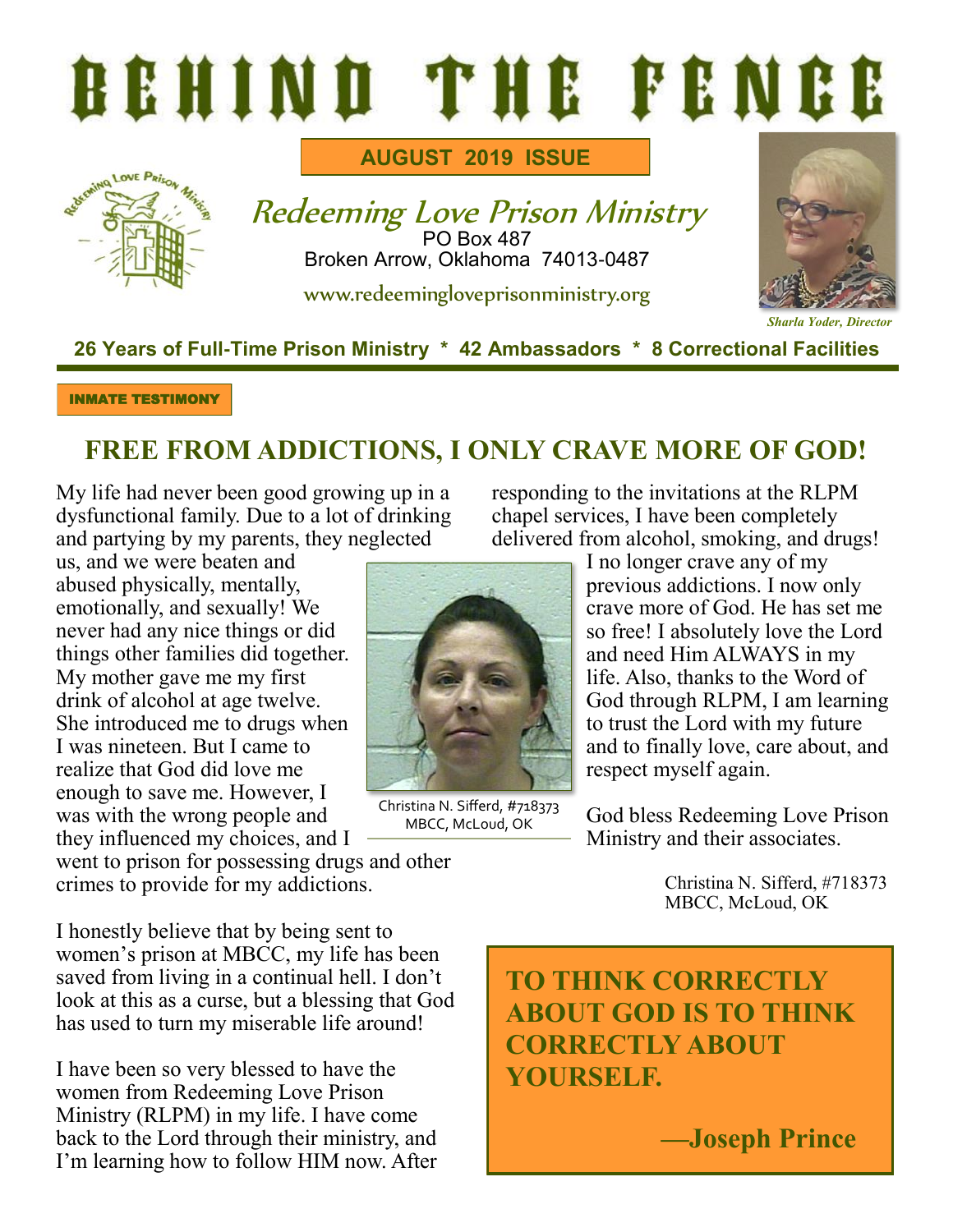# BEHIND THE FENCE

**AUGUST 2019 ISSUE**

## Redeeming Love Prison Ministry

PO Box 487
Broken Arrow, Oklahoma 74013-0487

www.redeemingloveprisonministry.org

*Sharla Yoder, Director*

**26 Years of Full-Time Prison Ministry * 42 Ambassadors * 8 Correctional Facilities**

**INMATE TESTIMONY**

## FREE FROM ADDICTIONS, I ONLY CRAVE MORE OF GOD!

My life had never been good growing up in a dysfunctional family. Due to a lot of drinking and partying by my parents, they neglected us, and we were beaten and abused physically, mentally, emotionally, and sexually! We never had any nice things or did things other families did together. My mother gave me my first drink of alcohol at age twelve. She introduced me to drugs when I was nineteen. But I came to realize that God did love me enough to save me. However, I was with the wrong people and they influenced my choices, and I went to prison for possessing drugs and other crimes to provide for my addictions.

Christina N. Sifferd, #718373
MBCC, McLoud, OK

I honestly believe that by being sent to women's prison at MBCC, my life has been saved from living in a continual hell. I don't look at this as a curse, but a blessing that God has used to turn my miserable life around!

I have been so very blessed to have the women from Redeeming Love Prison Ministry (RLPM) in my life. I have come back to the Lord through their ministry, and I'm learning how to follow HIM now. After responding to the invitations at the RLPM chapel services, I have been completely delivered from alcohol, smoking, and drugs! I no longer crave any of my previous addictions. I now only crave more of God. He has set me so free! I absolutely love the Lord and need Him ALWAYS in my life. Also, thanks to the Word of God through RLPM, I am learning to trust the Lord with my future and to finally love, care about, and respect myself again.

God bless Redeeming Love Prison Ministry and their associates.

Christina N. Sifferd, #718373
MBCC, McLoud, OK

**TO THINK CORRECTLY ABOUT GOD IS TO THINK CORRECTLY ABOUT YOURSELF.**

**—Joseph Prince**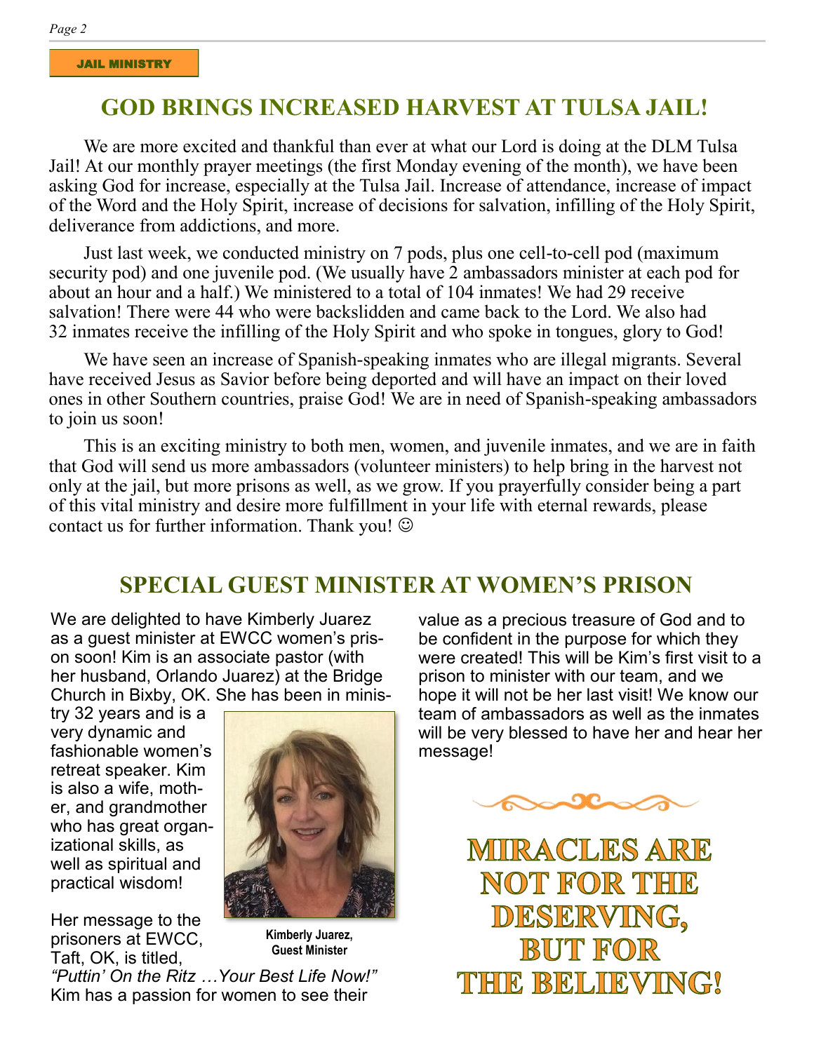JAIL MINISTRY

# GOD BRINGS INCREASED HARVEST AT TULSA JAIL!

We are more excited and thankful than ever at what our Lord is doing at the DLM Tulsa Jail! At our monthly prayer meetings (the first Monday evening of the month), we have been asking God for increase, especially at the Tulsa Jail. Increase of attendance, increase of impact of the Word and the Holy Spirit, increase of decisions for salvation, infilling of the Holy Spirit, deliverance from addictions, and more.

Just last week, we conducted ministry on 7 pods, plus one cell-to-cell pod (maximum security pod) and one juvenile pod. (We usually have 2 ambassadors minister at each pod for about an hour and a half.) We ministered to a total of 104 inmates! We had 29 receive salvation! There were 44 who were backslidden and came back to the Lord. We also had 32 inmates receive the infilling of the Holy Spirit and who spoke in tongues, glory to God!

We have seen an increase of Spanish-speaking inmates who are illegal migrants. Several have received Jesus as Savior before being deported and will have an impact on their loved ones in other Southern countries, praise God! We are in need of Spanish-speaking ambassadors to join us soon!

This is an exciting ministry to both men, women, and juvenile inmates, and we are in faith that God will send us more ambassadors (volunteer ministers) to help bring in the harvest not only at the jail, but more prisons as well, as we grow. If you prayerfully consider being a part of this vital ministry and desire more fulfillment in your life with eternal rewards, please contact us for further information. Thank you! ☺

# SPECIAL GUEST MINISTER AT WOMEN'S PRISON

We are delighted to have Kimberly Juarez as a guest minister at EWCC women's prison soon! Kim is an associate pastor (with her husband, Orlando Juarez) at the Bridge Church in Bixby, OK. She has been in ministry 32 years and is a very dynamic and fashionable women's retreat speaker. Kim is also a wife, mother, and grandmother who has great organizational skills, as well as spiritual and practical wisdom!

Kimberly Juarez, Guest Minister

Her message to the prisoners at EWCC, Taft, OK, is titled, *"Puttin' On the Ritz …Your Best Life Now!"* Kim has a passion for women to see their value as a precious treasure of God and to be confident in the purpose for which they were created! This will be Kim's first visit to a prison to minister with our team, and we hope it will not be her last visit! We know our team of ambassadors as well as the inmates will be very blessed to have her and hear her message!

**MIRACLES ARE NOT FOR THE DESERVING, BUT FOR THE BELIEVING!**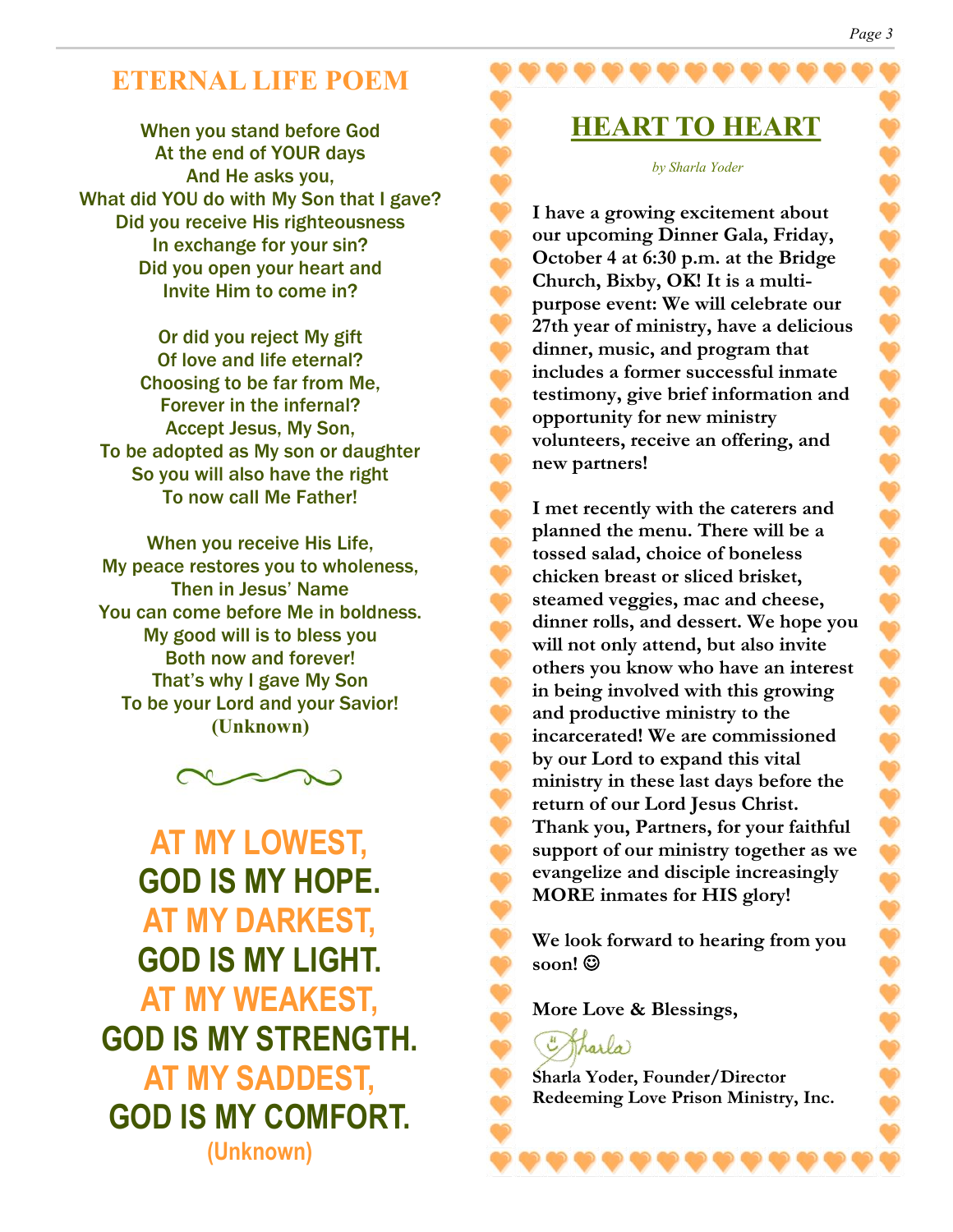## ETERNAL LIFE POEM

When you stand before God
At the end of YOUR days
And He asks you,
What did YOU do with My Son that I gave?
Did you receive His righteousness
In exchange for your sin?
Did you open your heart and
Invite Him to come in?

Or did you reject My gift
Of love and life eternal?
Choosing to be far from Me,
Forever in the infernal?
Accept Jesus, My Son,
To be adopted as My son or daughter
So you will also have the right
To now call Me Father!

When you receive His Life,
My peace restores you to wholeness,
Then in Jesus' Name
You can come before Me in boldness.
My good will is to bless you
Both now and forever!
That's why I gave My Son
To be your Lord and your Savior!
**(Unknown)**

**AT MY LOWEST,
GOD IS MY HOPE.
AT MY DARKEST,
GOD IS MY LIGHT.
AT MY WEAKEST,
GOD IS MY STRENGTH.
AT MY SADDEST,
GOD IS MY COMFORT.**
**(Unknown)**

## HEART TO HEART

*by Sharla Yoder*

**I have a growing excitement about our upcoming Dinner Gala, Friday, October 4 at 6:30 p.m. at the Bridge Church, Bixby, OK! It is a multi-purpose event: We will celebrate our 27th year of ministry, have a delicious dinner, music, and program that includes a former successful inmate testimony, give brief information and opportunity for new ministry volunteers, receive an offering, and new partners!**

**I met recently with the caterers and planned the menu. There will be a tossed salad, choice of boneless chicken breast or sliced brisket, steamed veggies, mac and cheese, dinner rolls, and dessert. We hope you will not only attend, but also invite others you know who have an interest in being involved with this growing and productive ministry to the incarcerated! We are commissioned by our Lord to expand this vital ministry in these last days before the return of our Lord Jesus Christ. Thank you, Partners, for your faithful support of our ministry together as we evangelize and disciple increasingly MORE inmates for HIS glory!**

**We look forward to hearing from you soon! ☺**

**More Love & Blessings,**

Sharla

**Sharla Yoder, Founder/Director
Redeeming Love Prison Ministry, Inc.**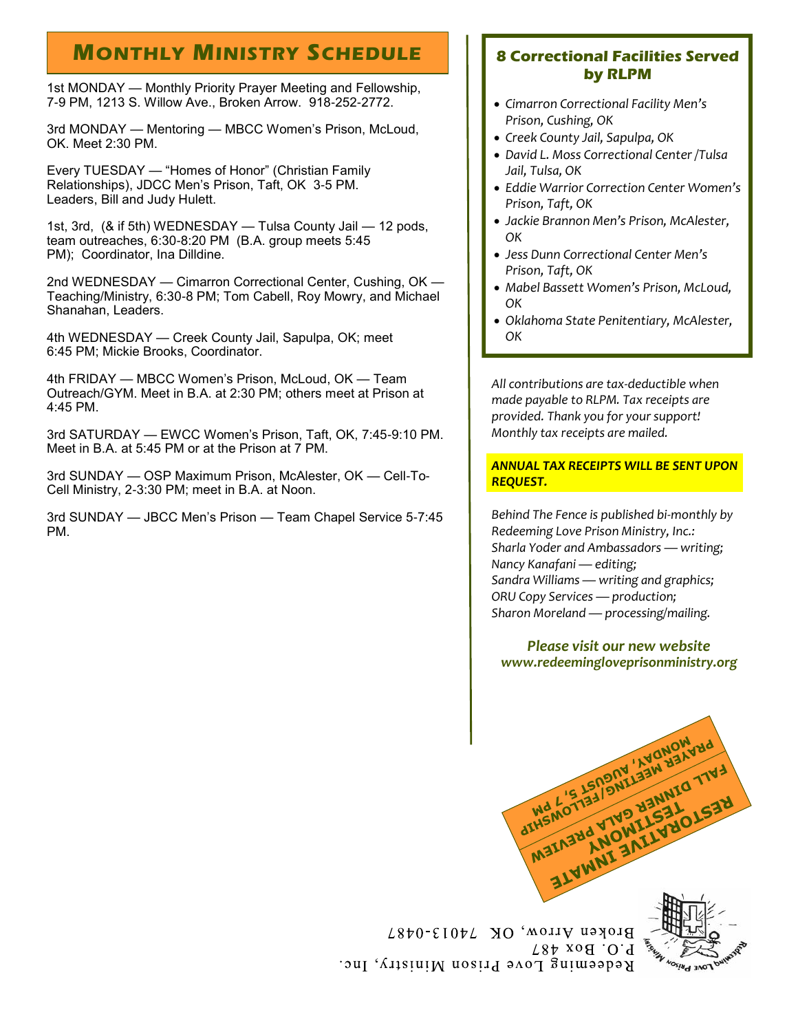# Monthly Ministry Schedule

1st MONDAY — Monthly Priority Prayer Meeting and Fellowship, 7-9 PM, 1213 S. Willow Ave., Broken Arrow. 918-252-2772.

3rd MONDAY — Mentoring — MBCC Women's Prison, McLoud, OK. Meet 2:30 PM.

Every TUESDAY — "Homes of Honor" (Christian Family Relationships), JDCC Men's Prison, Taft, OK 3-5 PM. Leaders, Bill and Judy Hulett.

1st, 3rd, (& if 5th) WEDNESDAY — Tulsa County Jail — 12 pods, team outreaches, 6:30-8:20 PM (B.A. group meets 5:45 PM); Coordinator, Ina Dilldine.

2nd WEDNESDAY — Cimarron Correctional Center, Cushing, OK — Teaching/Ministry, 6:30-8 PM; Tom Cabell, Roy Mowry, and Michael Shanahan, Leaders.

4th WEDNESDAY — Creek County Jail, Sapulpa, OK; meet 6:45 PM; Mickie Brooks, Coordinator.

4th FRIDAY — MBCC Women's Prison, McLoud, OK — Team Outreach/GYM. Meet in B.A. at 2:30 PM; others meet at Prison at 4:45 PM.

3rd SATURDAY — EWCC Women's Prison, Taft, OK, 7:45-9:10 PM. Meet in B.A. at 5:45 PM or at the Prison at 7 PM.

3rd SUNDAY — OSP Maximum Prison, McAlester, OK — Cell-To-Cell Ministry, 2-3:30 PM; meet in B.A. at Noon.

3rd SUNDAY — JBCC Men's Prison — Team Chapel Service 5-7:45 PM.

## 8 Correctional Facilities Served by RLPM

- *Cimarron Correctional Facility Men's Prison, Cushing, OK*
- *Creek County Jail, Sapulpa, OK*
- *David L. Moss Correctional Center /Tulsa Jail, Tulsa, OK*
- *Eddie Warrior Correction Center Women's Prison, Taft, OK*
- *Jackie Brannon Men's Prison, McAlester, OK*
- *Jess Dunn Correctional Center Men's Prison, Taft, OK*
- *Mabel Bassett Women's Prison, McLoud, OK*
- *Oklahoma State Penitentiary, McAlester, OK*

*All contributions are tax-deductible when made payable to RLPM. Tax receipts are provided. Thank you for your support! Monthly tax receipts are mailed.*

***ANNUAL TAX RECEIPTS WILL BE SENT UPON REQUEST.***

*Behind The Fence is published bi-monthly by Redeeming Love Prison Ministry, Inc.:*
*Sharla Yoder and Ambassadors — writing;*
*Nancy Kanafani — editing;*
*Sandra Williams — writing and graphics;*
*ORU Copy Services — production;*
*Sharon Moreland — processing/mailing.*

***Please visit our new website www.redeemingloveprisonministry.org***

**RESTORATIVE INMATE TESTIMONY**
**FALL DINNER GALA PREVIEW**
**PRAYER MEETING/FELLOWSHIP**
**MONDAY, AUGUST 5, 7 PM**

Redeeming Love Prison Ministry, Inc.
P.O. Box 487
Broken Arrow, OK 74013-0487